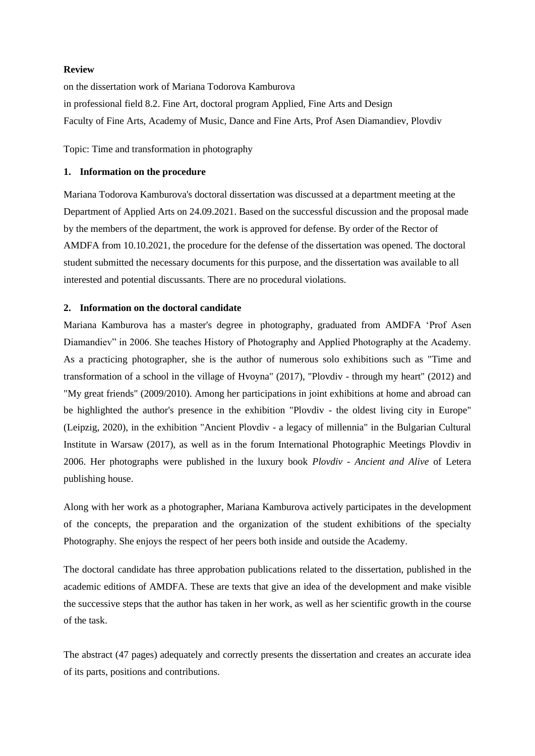**Review**

on the dissertation work of Mariana Todorova Kamburova

in professional field 8.2. Fine Art, doctoral program Applied, Fine Arts and Design

Faculty of Fine Arts, Academy of Music, Dance and Fine Arts, Prof Asen Diamandiev, Plovdiv

Topic: Time and transformation in photography

**1. Information on the procedure**

Mariana Todorova Kamburova's doctoral dissertation was discussed at a department meeting at the Department of Applied Arts on 24.09.2021. Based on the successful discussion and the proposal made by the members of the department, the work is approved for defense. By order of the Rector of AMDFA from 10.10.2021, the procedure for the defense of the dissertation was opened. The doctoral student submitted the necessary documents for this purpose, and the dissertation was available to all interested and potential discussants. There are no procedural violations.

**2. Information on the doctoral candidate**

Mariana Kamburova has a master's degree in photography, graduated from AMDFA 'Prof Asen Diamandiev" in 2006. She teaches History of Photography and Applied Photography at the Academy. As a practicing photographer, she is the author of numerous solo exhibitions such as "Time and transformation of a school in the village of Hvoyna" (2017), "Plovdiv - through my heart" (2012) and "My great friends" (2009/2010). Among her participations in joint exhibitions at home and abroad can be highlighted the author's presence in the exhibition "Plovdiv - the oldest living city in Europe" (Leipzig, 2020), in the exhibition "Ancient Plovdiv - a legacy of millennia" in the Bulgarian Cultural Institute in Warsaw (2017), as well as in the forum International Photographic Meetings Plovdiv in 2006. Her photographs were published in the luxury book *Plovdiv - Ancient and Alive* of Letera publishing house.

Along with her work as a photographer, Mariana Kamburova actively participates in the development of the concepts, the preparation and the organization of the student exhibitions of the specialty Photography. She enjoys the respect of her peers both inside and outside the Academy.

The doctoral candidate has three approbation publications related to the dissertation, published in the academic editions of AMDFA. These are texts that give an idea of the development and make visible the successive steps that the author has taken in her work, as well as her scientific growth in the course of the task.

The abstract (47 pages) adequately and correctly presents the dissertation and creates an accurate idea of its parts, positions and contributions.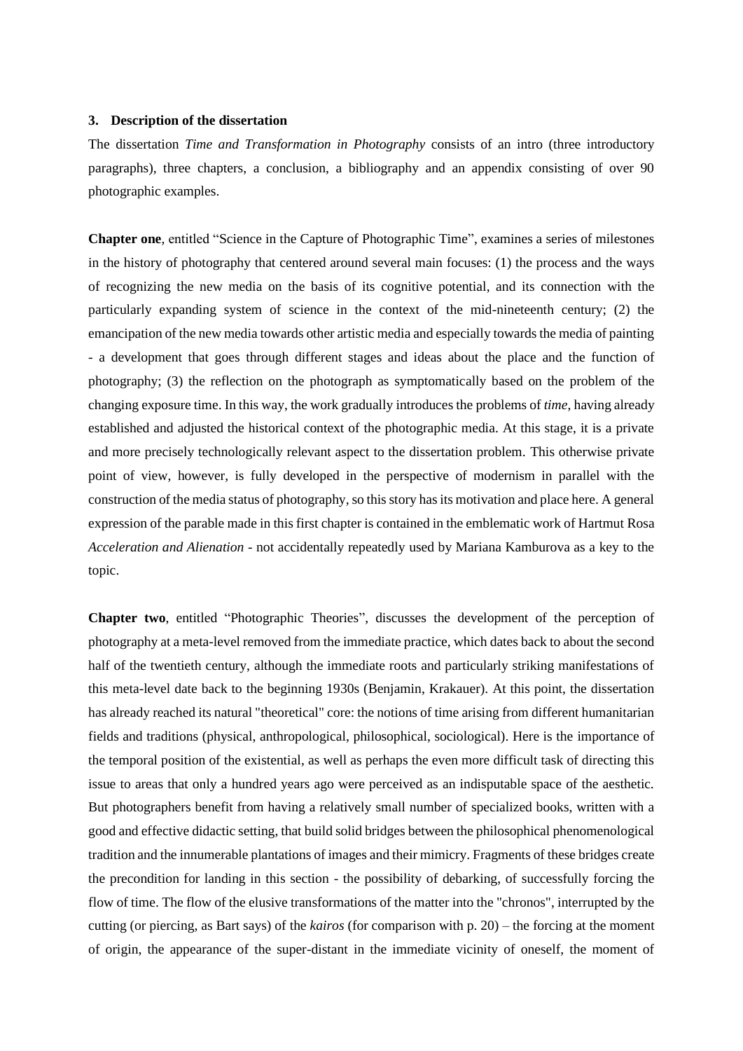### 3. Description of the dissertation

The dissertation *Time and Transformation in Photography* consists of an intro (three introductory paragraphs), three chapters, a conclusion, a bibliography and an appendix consisting of over 90 photographic examples.

**Chapter one**, entitled "Science in the Capture of Photographic Time", examines a series of milestones in the history of photography that centered around several main focuses: (1) the process and the ways of recognizing the new media on the basis of its cognitive potential, and its connection with the particularly expanding system of science in the context of the mid-nineteenth century; (2) the emancipation of the new media towards other artistic media and especially towards the media of painting - a development that goes through different stages and ideas about the place and the function of photography; (3) the reflection on the photograph as symptomatically based on the problem of the changing exposure time. In this way, the work gradually introduces the problems of *time*, having already established and adjusted the historical context of the photographic media. At this stage, it is a private and more precisely technologically relevant aspect to the dissertation problem. This otherwise private point of view, however, is fully developed in the perspective of modernism in parallel with the construction of the media status of photography, so this story has its motivation and place here. A general expression of the parable made in this first chapter is contained in the emblematic work of Hartmut Rosa *Acceleration and Alienation* - not accidentally repeatedly used by Mariana Kamburova as a key to the topic.

**Chapter two**, entitled "Photographic Theories", discusses the development of the perception of photography at a meta-level removed from the immediate practice, which dates back to about the second half of the twentieth century, although the immediate roots and particularly striking manifestations of this meta-level date back to the beginning 1930s (Benjamin, Krakauer). At this point, the dissertation has already reached its natural "theoretical" core: the notions of time arising from different humanitarian fields and traditions (physical, anthropological, philosophical, sociological). Here is the importance of the temporal position of the existential, as well as perhaps the even more difficult task of directing this issue to areas that only a hundred years ago were perceived as an indisputable space of the aesthetic. But photographers benefit from having a relatively small number of specialized books, written with a good and effective didactic setting, that build solid bridges between the philosophical phenomenological tradition and the innumerable plantations of images and their mimicry. Fragments of these bridges create the precondition for landing in this section - the possibility of debarking, of successfully forcing the flow of time. The flow of the elusive transformations of the matter into the "chronos", interrupted by the cutting (or piercing, as Bart says) of the *kairos* (for comparison with p. 20) – the forcing at the moment of origin, the appearance of the super-distant in the immediate vicinity of oneself, the moment of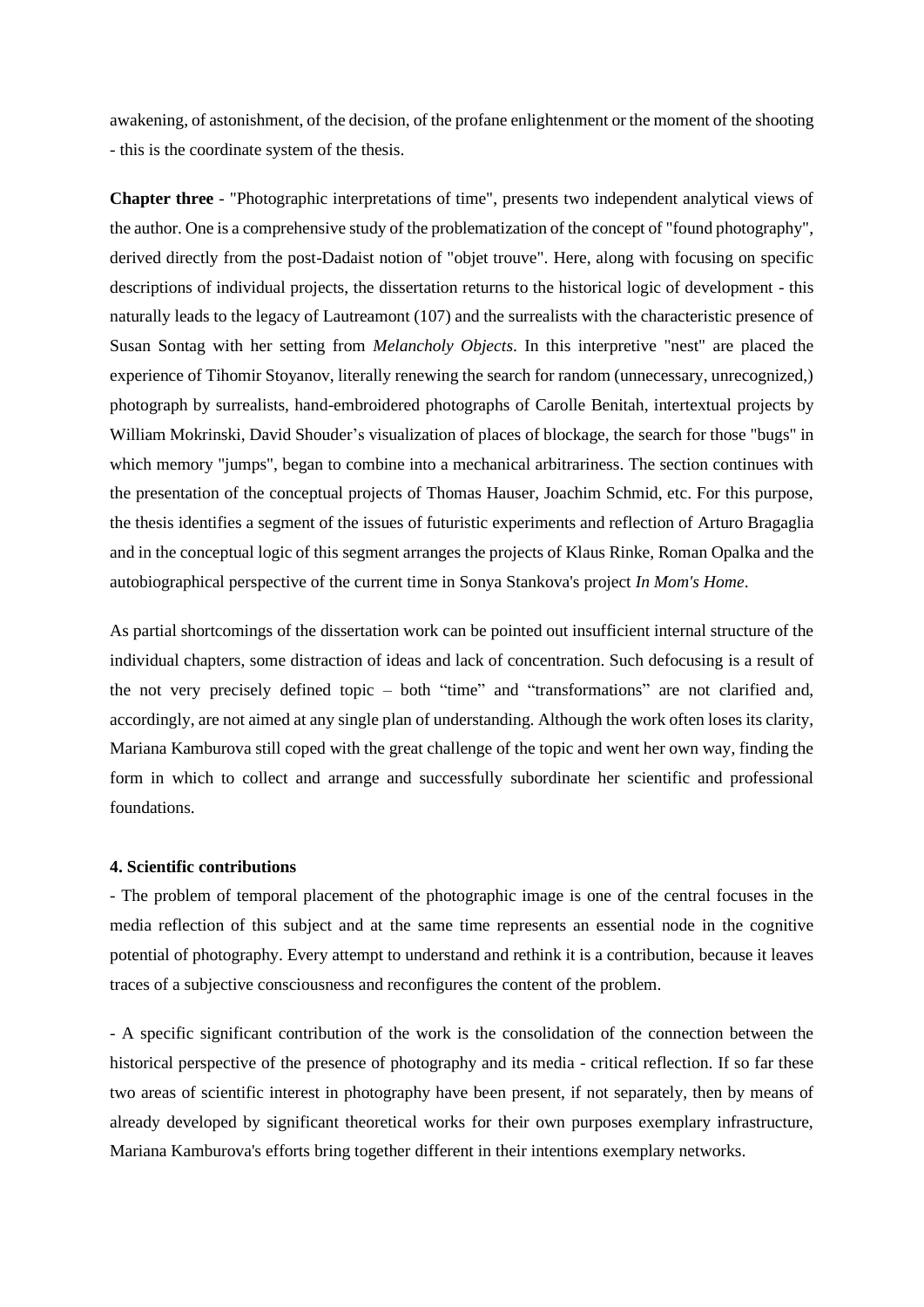awakening, of astonishment, of the decision, of the profane enlightenment or the moment of the shooting - this is the coordinate system of the thesis.

**Chapter three** - "Photographic interpretations of time", presents two independent analytical views of the author. One is a comprehensive study of the problematization of the concept of "found photography", derived directly from the post-Dadaist notion of "objet trouve". Here, along with focusing on specific descriptions of individual projects, the dissertation returns to the historical logic of development - this naturally leads to the legacy of Lautreamont (107) and the surrealists with the characteristic presence of Susan Sontag with her setting from *Melancholy Objects*. In this interpretive "nest" are placed the experience of Tihomir Stoyanov, literally renewing the search for random (unnecessary, unrecognized,) photograph by surrealists, hand-embroidered photographs of Carolle Benitah, intertextual projects by William Mokrinski, David Shouder's visualization of places of blockage, the search for those "bugs" in which memory "jumps", began to combine into a mechanical arbitrariness. The section continues with the presentation of the conceptual projects of Thomas Hauser, Joachim Schmid, etc. For this purpose, the thesis identifies a segment of the issues of futuristic experiments and reflection of Arturo Bragaglia and in the conceptual logic of this segment arranges the projects of Klaus Rinke, Roman Opalka and the autobiographical perspective of the current time in Sonya Stankova's project *In Mom's Home*.

As partial shortcomings of the dissertation work can be pointed out insufficient internal structure of the individual chapters, some distraction of ideas and lack of concentration. Such defocusing is a result of the not very precisely defined topic – both "time" and "transformations" are not clarified and, accordingly, are not aimed at any single plan of understanding. Although the work often loses its clarity, Mariana Kamburova still coped with the great challenge of the topic and went her own way, finding the form in which to collect and arrange and successfully subordinate her scientific and professional foundations.

### 4. Scientific contributions

- The problem of temporal placement of the photographic image is one of the central focuses in the media reflection of this subject and at the same time represents an essential node in the cognitive potential of photography. Every attempt to understand and rethink it is a contribution, because it leaves traces of a subjective consciousness and reconfigures the content of the problem.

- A specific significant contribution of the work is the consolidation of the connection between the historical perspective of the presence of photography and its media - critical reflection. If so far these two areas of scientific interest in photography have been present, if not separately, then by means of already developed by significant theoretical works for their own purposes exemplary infrastructure, Mariana Kamburova's efforts bring together different in their intentions exemplary networks.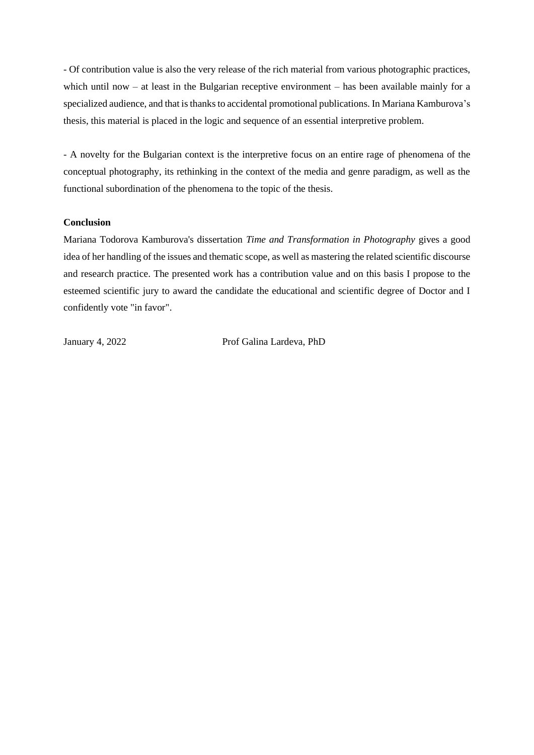- Of contribution value is also the very release of the rich material from various photographic practices, which until now – at least in the Bulgarian receptive environment – has been available mainly for a specialized audience, and that is thanks to accidental promotional publications. In Mariana Kamburova's thesis, this material is placed in the logic and sequence of an essential interpretive problem.

- A novelty for the Bulgarian context is the interpretive focus on an entire rage of phenomena of the conceptual photography, its rethinking in the context of the media and genre paradigm, as well as the functional subordination of the phenomena to the topic of the thesis.

**Conclusion**

Mariana Todorova Kamburova's dissertation *Time and Transformation in Photography* gives a good idea of her handling of the issues and thematic scope, as well as mastering the related scientific discourse and research practice. The presented work has a contribution value and on this basis I propose to the esteemed scientific jury to award the candidate the educational and scientific degree of Doctor and I confidently vote "in favor".

January 4, 2022 Prof Galina Lardeva, PhD